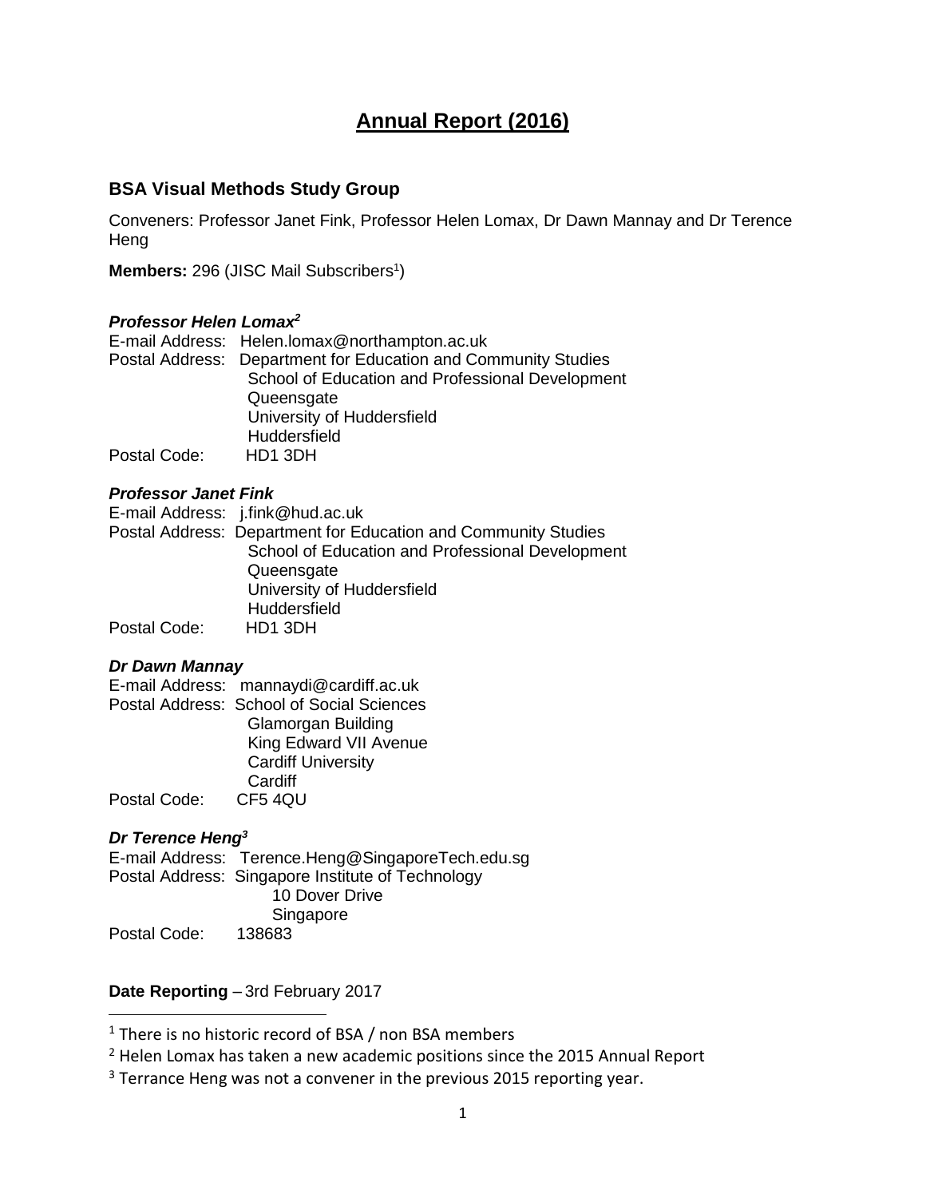# Annual Report (2016)

## BSA Visual Methods Study Group

Conveners: Professor Janet Fink, Professor Helen Lomax, Dr Dawn Mannay and Dr Terence Heng

**Members:** 296 (JISC Mail Subscribers[1])

***Professor Helen Lomax[2]***

E-mail Address: Helen.lomax@northampton.ac.uk
Postal Address: Department for Education and Community Studies
School of Education and Professional Development
Queensgate
University of Huddersfield
Huddersfield
Postal Code: HD1 3DH

***Professor Janet Fink***

E-mail Address: j.fink@hud.ac.uk
Postal Address: Department for Education and Community Studies
School of Education and Professional Development
Queensgate
University of Huddersfield
Huddersfield
Postal Code: HD1 3DH

***Dr Dawn Mannay***

E-mail Address: mannaydi@cardiff.ac.uk
Postal Address: School of Social Sciences
Glamorgan Building
King Edward VII Avenue
Cardiff University
Cardiff
Postal Code: CF5 4QU

***Dr Terence Heng[3]***

E-mail Address: Terence.Heng@SingaporeTech.edu.sg
Postal Address: Singapore Institute of Technology
10 Dover Drive
Singapore
Postal Code: 138683

**Date Reporting** – 3rd February 2017

[1] There is no historic record of BSA / non BSA members

[2] Helen Lomax has taken a new academic positions since the 2015 Annual Report

[3] Terrance Heng was not a convener in the previous 2015 reporting year.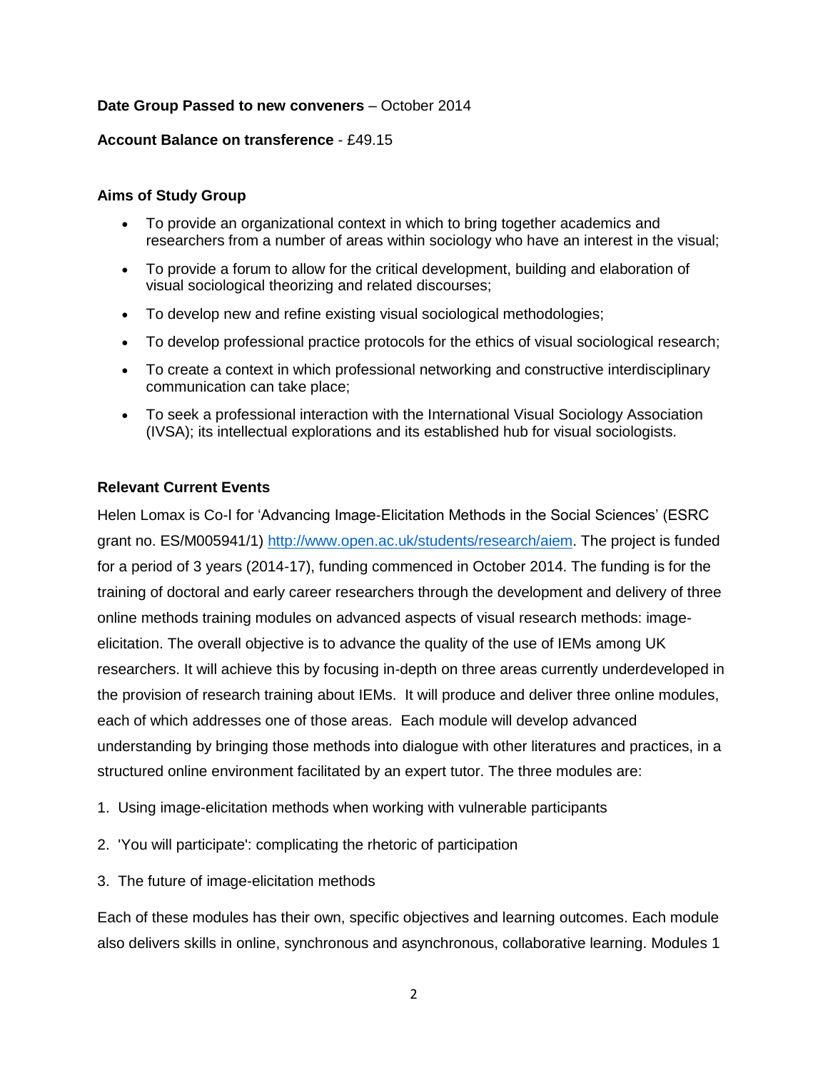**Date Group Passed to new conveners** – October 2014

**Account Balance on transference** - £49.15

**Aims of Study Group**

- To provide an organizational context in which to bring together academics and researchers from a number of areas within sociology who have an interest in the visual;
- To provide a forum to allow for the critical development, building and elaboration of visual sociological theorizing and related discourses;
- To develop new and refine existing visual sociological methodologies;
- To develop professional practice protocols for the ethics of visual sociological research;
- To create a context in which professional networking and constructive interdisciplinary communication can take place;
- To seek a professional interaction with the International Visual Sociology Association (IVSA); its intellectual explorations and its established hub for visual sociologists.

**Relevant Current Events**

Helen Lomax is Co-I for 'Advancing Image-Elicitation Methods in the Social Sciences' (ESRC grant no. ES/M005941/1) http://www.open.ac.uk/students/research/aiem. The project is funded for a period of 3 years (2014-17), funding commenced in October 2014. The funding is for the training of doctoral and early career researchers through the development and delivery of three online methods training modules on advanced aspects of visual research methods: image-elicitation. The overall objective is to advance the quality of the use of IEMs among UK researchers. It will achieve this by focusing in-depth on three areas currently underdeveloped in the provision of research training about IEMs. It will produce and deliver three online modules, each of which addresses one of those areas. Each module will develop advanced understanding by bringing those methods into dialogue with other literatures and practices, in a structured online environment facilitated by an expert tutor. The three modules are:

1. Using image-elicitation methods when working with vulnerable participants
2. 'You will participate': complicating the rhetoric of participation
3. The future of image-elicitation methods

Each of these modules has their own, specific objectives and learning outcomes. Each module also delivers skills in online, synchronous and asynchronous, collaborative learning. Modules 1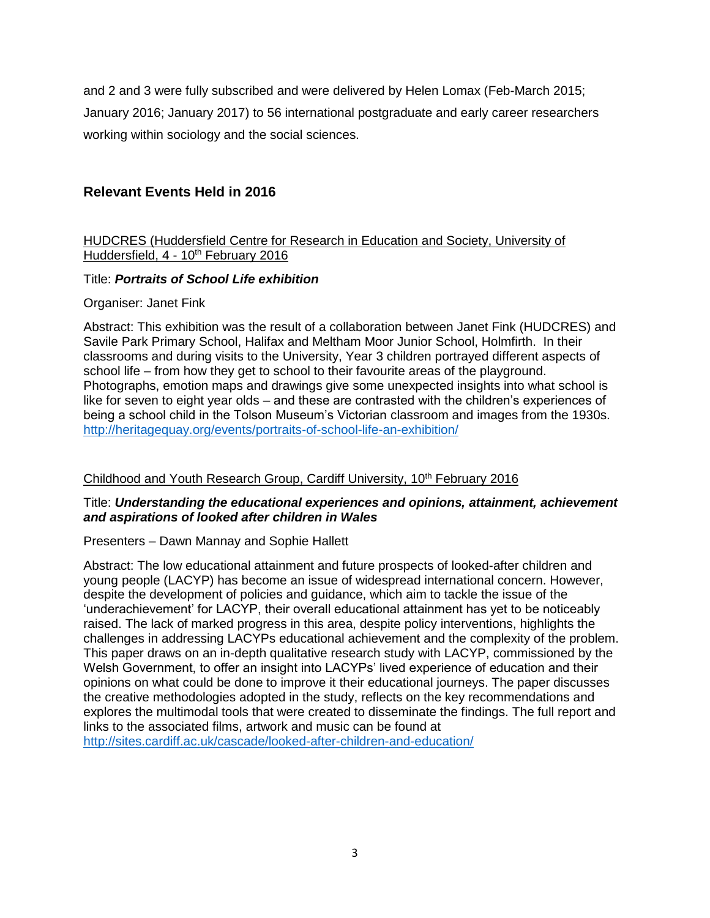and 2 and 3 were fully subscribed and were delivered by Helen Lomax (Feb-March 2015; January 2016; January 2017) to 56 international postgraduate and early career researchers working within sociology and the social sciences.

## Relevant Events Held in 2016

HUDCRES (Huddersfield Centre for Research in Education and Society, University of Huddersfield, 4 - 10th February 2016

Title: ***Portraits of School Life exhibition***

Organiser: Janet Fink

Abstract: This exhibition was the result of a collaboration between Janet Fink (HUDCRES) and Savile Park Primary School, Halifax and Meltham Moor Junior School, Holmfirth. In their classrooms and during visits to the University, Year 3 children portrayed different aspects of school life – from how they get to school to their favourite areas of the playground. Photographs, emotion maps and drawings give some unexpected insights into what school is like for seven to eight year olds – and these are contrasted with the children's experiences of being a school child in the Tolson Museum's Victorian classroom and images from the 1930s. http://heritagequay.org/events/portraits-of-school-life-an-exhibition/

Childhood and Youth Research Group, Cardiff University, 10th February 2016

Title: ***Understanding the educational experiences and opinions, attainment, achievement and aspirations of looked after children in Wales***

Presenters – Dawn Mannay and Sophie Hallett

Abstract: The low educational attainment and future prospects of looked-after children and young people (LACYP) has become an issue of widespread international concern. However, despite the development of policies and guidance, which aim to tackle the issue of the 'underachievement' for LACYP, their overall educational attainment has yet to be noticeably raised. The lack of marked progress in this area, despite policy interventions, highlights the challenges in addressing LACYPs educational achievement and the complexity of the problem. This paper draws on an in-depth qualitative research study with LACYP, commissioned by the Welsh Government, to offer an insight into LACYPs' lived experience of education and their opinions on what could be done to improve it their educational journeys. The paper discusses the creative methodologies adopted in the study, reflects on the key recommendations and explores the multimodal tools that were created to disseminate the findings. The full report and links to the associated films, artwork and music can be found at http://sites.cardiff.ac.uk/cascade/looked-after-children-and-education/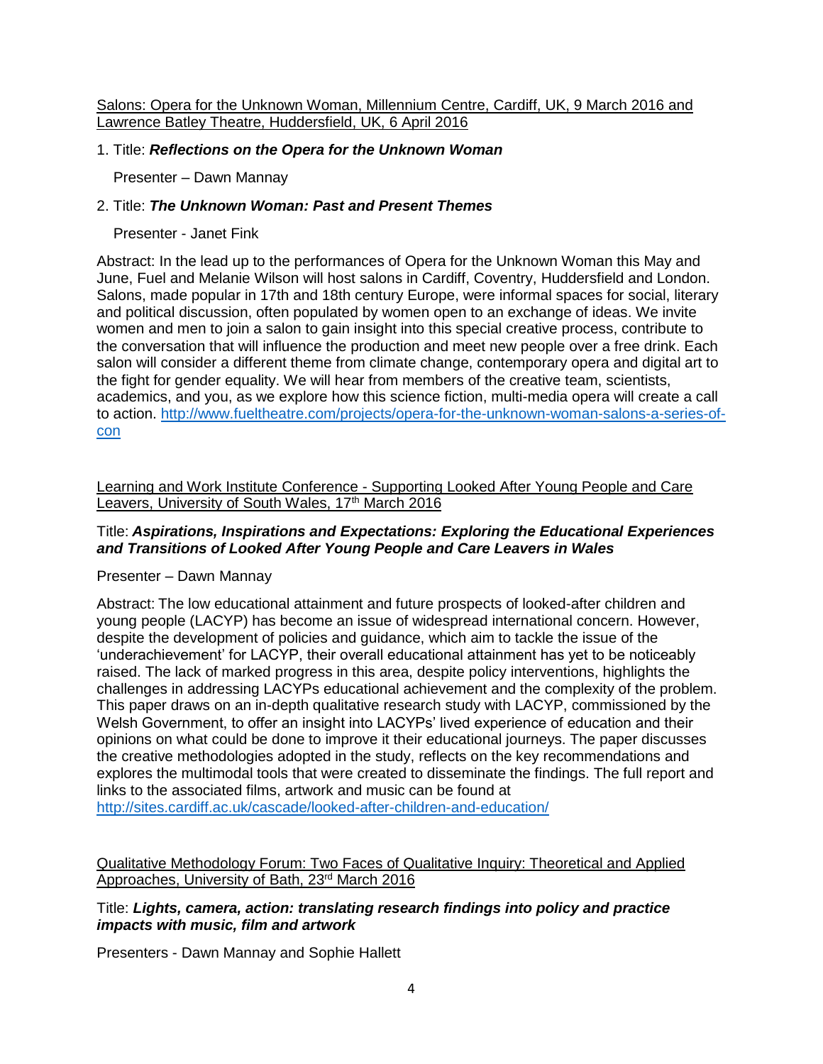Salons: Opera for the Unknown Woman, Millennium Centre, Cardiff, UK, 9 March 2016 and Lawrence Batley Theatre, Huddersfield, UK, 6 April 2016

1. Title: ***Reflections on the Opera for the Unknown Woman***

   Presenter – Dawn Mannay

2. Title: ***The Unknown Woman: Past and Present Themes***

   Presenter - Janet Fink

Abstract: In the lead up to the performances of Opera for the Unknown Woman this May and June, Fuel and Melanie Wilson will host salons in Cardiff, Coventry, Huddersfield and London. Salons, made popular in 17th and 18th century Europe, were informal spaces for social, literary and political discussion, often populated by women open to an exchange of ideas. We invite women and men to join a salon to gain insight into this special creative process, contribute to the conversation that will influence the production and meet new people over a free drink. Each salon will consider a different theme from climate change, contemporary opera and digital art to the fight for gender equality. We will hear from members of the creative team, scientists, academics, and you, as we explore how this science fiction, multi-media opera will create a call to action. http://www.fueltheatre.com/projects/opera-for-the-unknown-woman-salons-a-series-of-con

Learning and Work Institute Conference - Supporting Looked After Young People and Care Leavers, University of South Wales, 17th March 2016

Title: ***Aspirations, Inspirations and Expectations: Exploring the Educational Experiences and Transitions of Looked After Young People and Care Leavers in Wales***

Presenter – Dawn Mannay

Abstract: The low educational attainment and future prospects of looked-after children and young people (LACYP) has become an issue of widespread international concern. However, despite the development of policies and guidance, which aim to tackle the issue of the 'underachievement' for LACYP, their overall educational attainment has yet to be noticeably raised. The lack of marked progress in this area, despite policy interventions, highlights the challenges in addressing LACYPs educational achievement and the complexity of the problem. This paper draws on an in-depth qualitative research study with LACYP, commissioned by the Welsh Government, to offer an insight into LACYPs' lived experience of education and their opinions on what could be done to improve it their educational journeys. The paper discusses the creative methodologies adopted in the study, reflects on the key recommendations and explores the multimodal tools that were created to disseminate the findings. The full report and links to the associated films, artwork and music can be found at http://sites.cardiff.ac.uk/cascade/looked-after-children-and-education/

Qualitative Methodology Forum: Two Faces of Qualitative Inquiry: Theoretical and Applied Approaches, University of Bath, 23rd March 2016

Title: ***Lights, camera, action: translating research findings into policy and practice impacts with music, film and artwork***

Presenters - Dawn Mannay and Sophie Hallett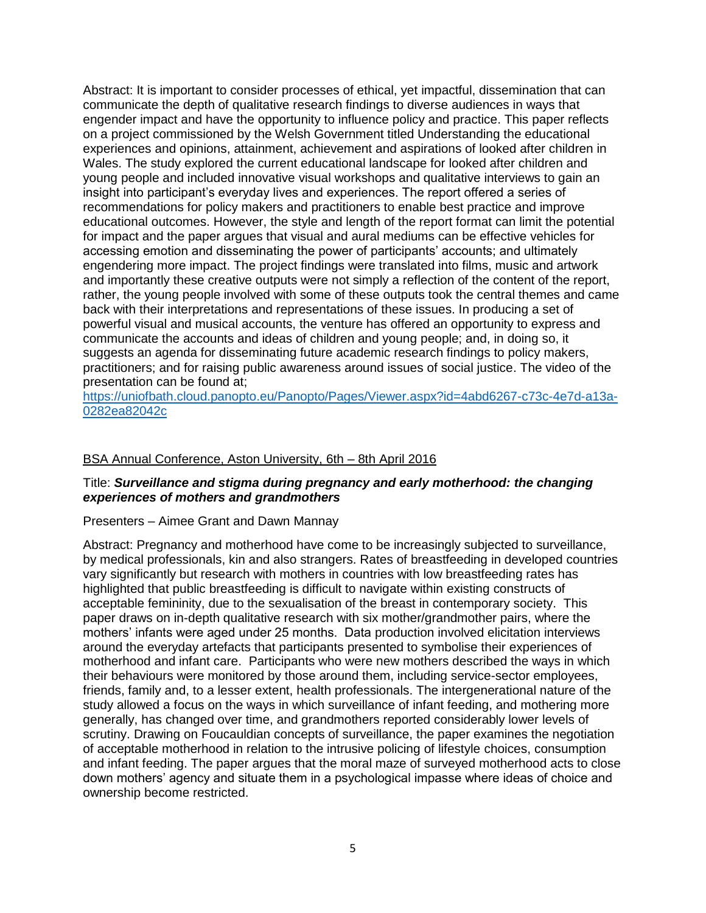Abstract: It is important to consider processes of ethical, yet impactful, dissemination that can communicate the depth of qualitative research findings to diverse audiences in ways that engender impact and have the opportunity to influence policy and practice. This paper reflects on a project commissioned by the Welsh Government titled Understanding the educational experiences and opinions, attainment, achievement and aspirations of looked after children in Wales. The study explored the current educational landscape for looked after children and young people and included innovative visual workshops and qualitative interviews to gain an insight into participant's everyday lives and experiences. The report offered a series of recommendations for policy makers and practitioners to enable best practice and improve educational outcomes. However, the style and length of the report format can limit the potential for impact and the paper argues that visual and aural mediums can be effective vehicles for accessing emotion and disseminating the power of participants' accounts; and ultimately engendering more impact. The project findings were translated into films, music and artwork and importantly these creative outputs were not simply a reflection of the content of the report, rather, the young people involved with some of these outputs took the central themes and came back with their interpretations and representations of these issues. In producing a set of powerful visual and musical accounts, the venture has offered an opportunity to express and communicate the accounts and ideas of children and young people; and, in doing so, it suggests an agenda for disseminating future academic research findings to policy makers, practitioners; and for raising public awareness around issues of social justice. The video of the presentation can be found at;
[https://uniofbath.cloud.panopto.eu/Panopto/Pages/Viewer.aspx?id=4abd6267-c73c-4e7d-a13a-0282ea82042c](https://uniofbath.cloud.panopto.eu/Panopto/Pages/Viewer.aspx?id=4abd6267-c73c-4e7d-a13a-0282ea82042c)

BSA Annual Conference, Aston University, 6th – 8th April 2016

Title: ***Surveillance and stigma during pregnancy and early motherhood: the changing experiences of mothers and grandmothers***

Presenters – Aimee Grant and Dawn Mannay

Abstract: Pregnancy and motherhood have come to be increasingly subjected to surveillance, by medical professionals, kin and also strangers. Rates of breastfeeding in developed countries vary significantly but research with mothers in countries with low breastfeeding rates has highlighted that public breastfeeding is difficult to navigate within existing constructs of acceptable femininity, due to the sexualisation of the breast in contemporary society. This paper draws on in-depth qualitative research with six mother/grandmother pairs, where the mothers' infants were aged under 25 months. Data production involved elicitation interviews around the everyday artefacts that participants presented to symbolise their experiences of motherhood and infant care. Participants who were new mothers described the ways in which their behaviours were monitored by those around them, including service-sector employees, friends, family and, to a lesser extent, health professionals. The intergenerational nature of the study allowed a focus on the ways in which surveillance of infant feeding, and mothering more generally, has changed over time, and grandmothers reported considerably lower levels of scrutiny. Drawing on Foucauldian concepts of surveillance, the paper examines the negotiation of acceptable motherhood in relation to the intrusive policing of lifestyle choices, consumption and infant feeding. The paper argues that the moral maze of surveyed motherhood acts to close down mothers' agency and situate them in a psychological impasse where ideas of choice and ownership become restricted.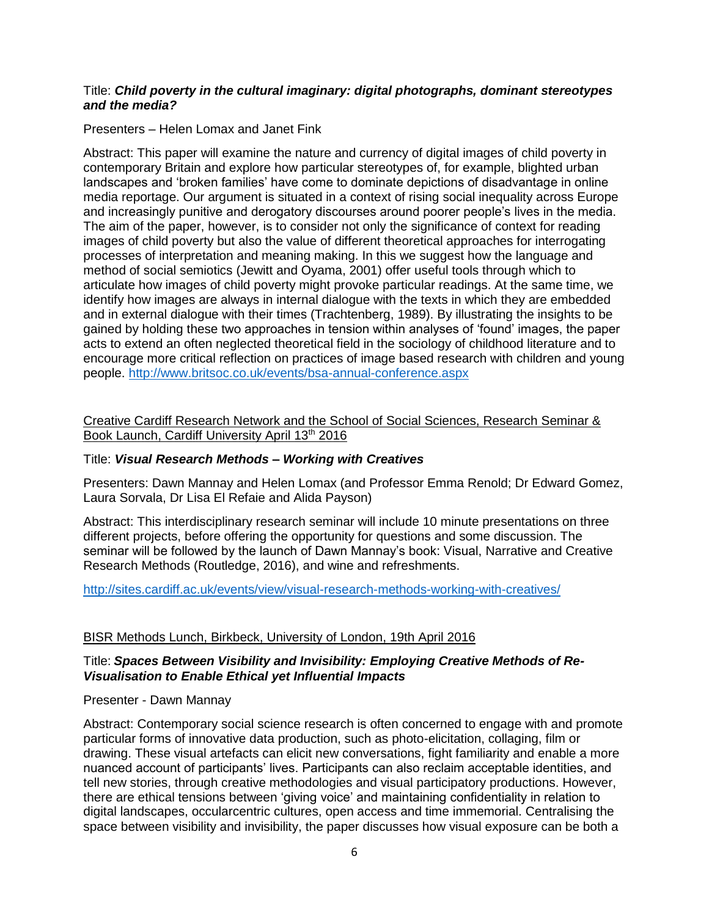Title: ***Child poverty in the cultural imaginary: digital photographs, dominant stereotypes and the media?***

Presenters – Helen Lomax and Janet Fink

Abstract: This paper will examine the nature and currency of digital images of child poverty in contemporary Britain and explore how particular stereotypes of, for example, blighted urban landscapes and 'broken families' have come to dominate depictions of disadvantage in online media reportage. Our argument is situated in a context of rising social inequality across Europe and increasingly punitive and derogatory discourses around poorer people's lives in the media. The aim of the paper, however, is to consider not only the significance of context for reading images of child poverty but also the value of different theoretical approaches for interrogating processes of interpretation and meaning making. In this we suggest how the language and method of social semiotics (Jewitt and Oyama, 2001) offer useful tools through which to articulate how images of child poverty might provoke particular readings. At the same time, we identify how images are always in internal dialogue with the texts in which they are embedded and in external dialogue with their times (Trachtenberg, 1989). By illustrating the insights to be gained by holding these two approaches in tension within analyses of 'found' images, the paper acts to extend an often neglected theoretical field in the sociology of childhood literature and to encourage more critical reflection on practices of image based research with children and young people. http://www.britsoc.co.uk/events/bsa-annual-conference.aspx

Creative Cardiff Research Network and the School of Social Sciences, Research Seminar & Book Launch, Cardiff University April 13th 2016

Title: ***Visual Research Methods – Working with Creatives***

Presenters: Dawn Mannay and Helen Lomax (and Professor Emma Renold; Dr Edward Gomez, Laura Sorvala, Dr Lisa El Refaie and Alida Payson)

Abstract: This interdisciplinary research seminar will include 10 minute presentations on three different projects, before offering the opportunity for questions and some discussion. The seminar will be followed by the launch of Dawn Mannay's book: Visual, Narrative and Creative Research Methods (Routledge, 2016), and wine and refreshments.

http://sites.cardiff.ac.uk/events/view/visual-research-methods-working-with-creatives/

BISR Methods Lunch, Birkbeck, University of London, 19th April 2016

Title: ***Spaces Between Visibility and Invisibility: Employing Creative Methods of Re-Visualisation to Enable Ethical yet Influential Impacts***

Presenter - Dawn Mannay

Abstract: Contemporary social science research is often concerned to engage with and promote particular forms of innovative data production, such as photo-elicitation, collaging, film or drawing. These visual artefacts can elicit new conversations, fight familiarity and enable a more nuanced account of participants' lives. Participants can also reclaim acceptable identities, and tell new stories, through creative methodologies and visual participatory productions. However, there are ethical tensions between 'giving voice' and maintaining confidentiality in relation to digital landscapes, occularcentric cultures, open access and time immemorial. Centralising the space between visibility and invisibility, the paper discusses how visual exposure can be both a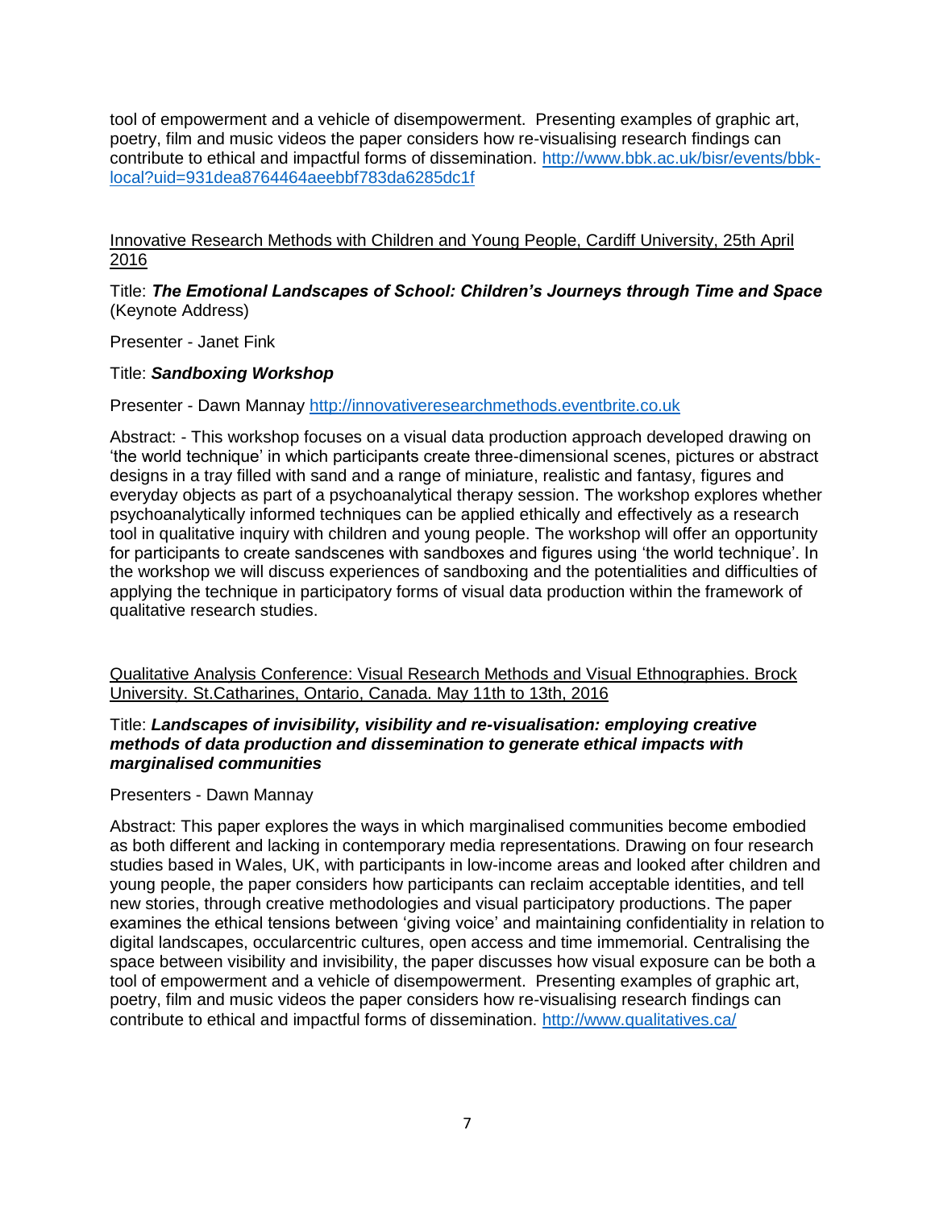tool of empowerment and a vehicle of disempowerment. Presenting examples of graphic art, poetry, film and music videos the paper considers how re-visualising research findings can contribute to ethical and impactful forms of dissemination. [http://www.bbk.ac.uk/bisr/events/bbk-local?uid=931dea8764464aeebbf783da6285dc1f](http://www.bbk.ac.uk/bisr/events/bbk-local?uid=931dea8764464aeebbf783da6285dc1f)

<u>Innovative Research Methods with Children and Young People, Cardiff University, 25th April 2016</u>

Title: ***The Emotional Landscapes of School: Children's Journeys through Time and Space*** (Keynote Address)

Presenter - Janet Fink

Title: ***Sandboxing Workshop***

Presenter - Dawn Mannay [http://innovativeresearchmethods.eventbrite.co.uk](http://innovativeresearchmethods.eventbrite.co.uk)

Abstract: - This workshop focuses on a visual data production approach developed drawing on 'the world technique' in which participants create three-dimensional scenes, pictures or abstract designs in a tray filled with sand and a range of miniature, realistic and fantasy, figures and everyday objects as part of a psychoanalytical therapy session. The workshop explores whether psychoanalytically informed techniques can be applied ethically and effectively as a research tool in qualitative inquiry with children and young people. The workshop will offer an opportunity for participants to create sandscenes with sandboxes and figures using 'the world technique'. In the workshop we will discuss experiences of sandboxing and the potentialities and difficulties of applying the technique in participatory forms of visual data production within the framework of qualitative research studies.

<u>Qualitative Analysis Conference: Visual Research Methods and Visual Ethnographies. Brock University. St.Catharines, Ontario, Canada. May 11th to 13th, 2016</u>

Title: ***Landscapes of invisibility, visibility and re-visualisation: employing creative methods of data production and dissemination to generate ethical impacts with marginalised communities***

Presenters - Dawn Mannay

Abstract: This paper explores the ways in which marginalised communities become embodied as both different and lacking in contemporary media representations. Drawing on four research studies based in Wales, UK, with participants in low-income areas and looked after children and young people, the paper considers how participants can reclaim acceptable identities, and tell new stories, through creative methodologies and visual participatory productions. The paper examines the ethical tensions between 'giving voice' and maintaining confidentiality in relation to digital landscapes, occularcentric cultures, open access and time immemorial. Centralising the space between visibility and invisibility, the paper discusses how visual exposure can be both a tool of empowerment and a vehicle of disempowerment. Presenting examples of graphic art, poetry, film and music videos the paper considers how re-visualising research findings can contribute to ethical and impactful forms of dissemination. [http://www.qualitatives.ca/](http://www.qualitatives.ca/)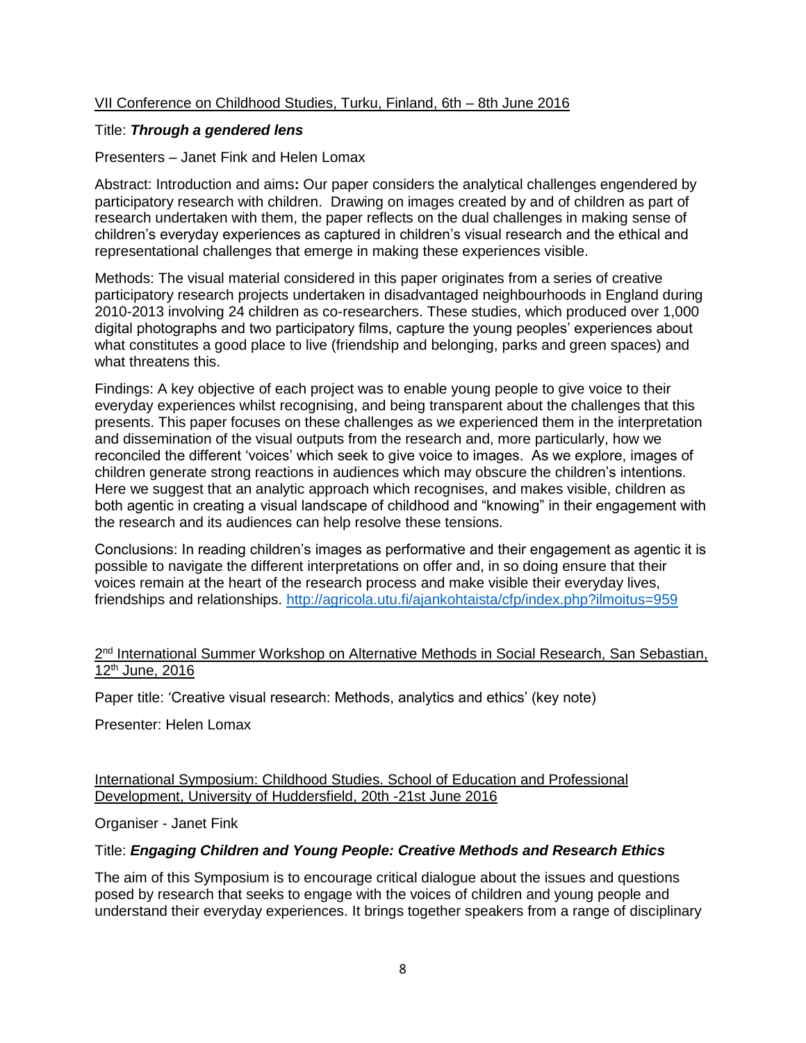VII Conference on Childhood Studies, Turku, Finland, 6th – 8th June 2016

Title: ***Through a gendered lens***

Presenters – Janet Fink and Helen Lomax

Abstract: Introduction and aims**:** Our paper considers the analytical challenges engendered by participatory research with children. Drawing on images created by and of children as part of research undertaken with them, the paper reflects on the dual challenges in making sense of children's everyday experiences as captured in children's visual research and the ethical and representational challenges that emerge in making these experiences visible.

Methods: The visual material considered in this paper originates from a series of creative participatory research projects undertaken in disadvantaged neighbourhoods in England during 2010-2013 involving 24 children as co-researchers. These studies, which produced over 1,000 digital photographs and two participatory films, capture the young peoples' experiences about what constitutes a good place to live (friendship and belonging, parks and green spaces) and what threatens this.

Findings: A key objective of each project was to enable young people to give voice to their everyday experiences whilst recognising, and being transparent about the challenges that this presents. This paper focuses on these challenges as we experienced them in the interpretation and dissemination of the visual outputs from the research and, more particularly, how we reconciled the different 'voices' which seek to give voice to images. As we explore, images of children generate strong reactions in audiences which may obscure the children's intentions. Here we suggest that an analytic approach which recognises, and makes visible, children as both agentic in creating a visual landscape of childhood and "knowing" in their engagement with the research and its audiences can help resolve these tensions.

Conclusions: In reading children's images as performative and their engagement as agentic it is possible to navigate the different interpretations on offer and, in so doing ensure that their voices remain at the heart of the research process and make visible their everyday lives, friendships and relationships. http://agricola.utu.fi/ajankohtaista/cfp/index.php?ilmoitus=959

2nd International Summer Workshop on Alternative Methods in Social Research, San Sebastian, 12th June, 2016

Paper title: 'Creative visual research: Methods, analytics and ethics' (key note)

Presenter: Helen Lomax

International Symposium: Childhood Studies. School of Education and Professional Development, University of Huddersfield, 20th -21st June 2016

Organiser - Janet Fink

Title: ***Engaging Children and Young People: Creative Methods and Research Ethics***

The aim of this Symposium is to encourage critical dialogue about the issues and questions posed by research that seeks to engage with the voices of children and young people and understand their everyday experiences. It brings together speakers from a range of disciplinary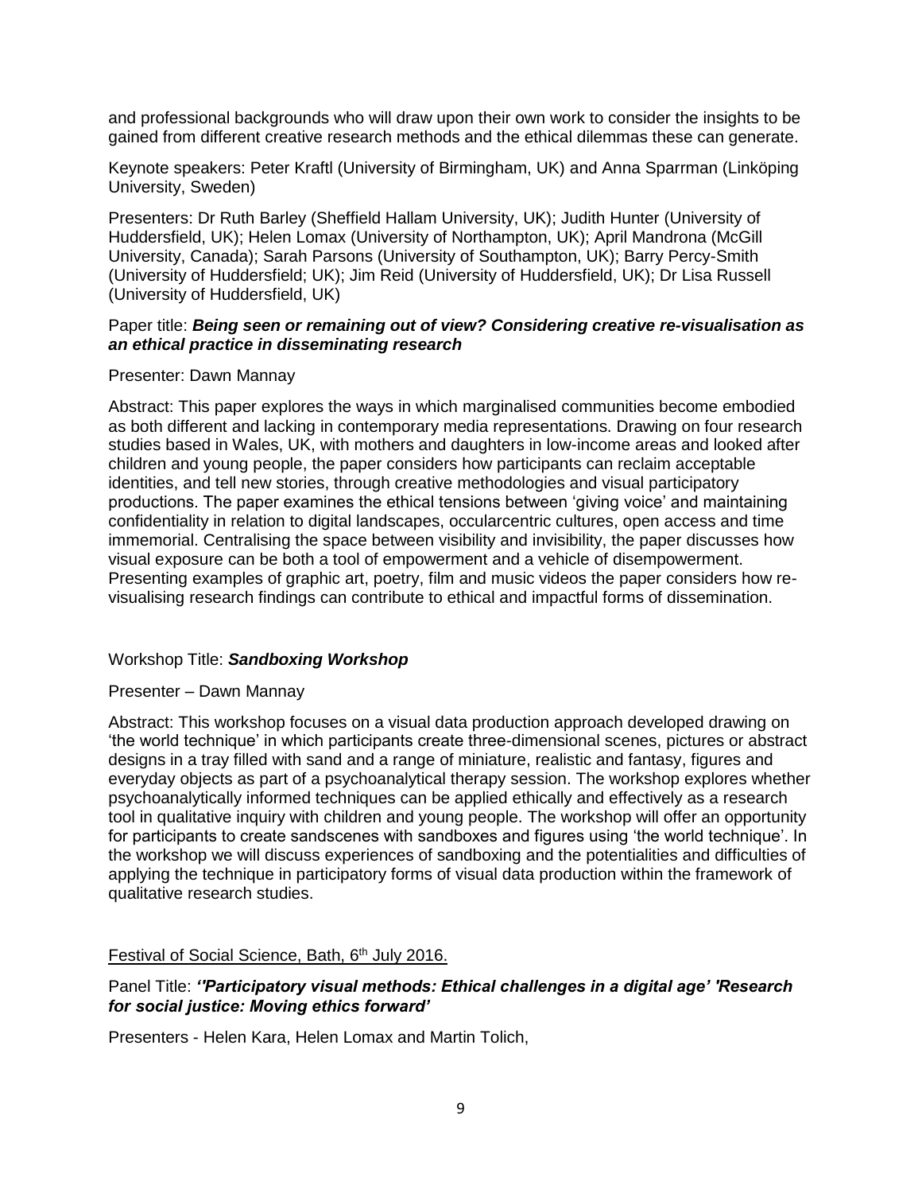and professional backgrounds who will draw upon their own work to consider the insights to be gained from different creative research methods and the ethical dilemmas these can generate.

Keynote speakers: Peter Kraftl (University of Birmingham, UK) and Anna Sparrman (Linköping University, Sweden)

Presenters: Dr Ruth Barley (Sheffield Hallam University, UK); Judith Hunter (University of Huddersfield, UK); Helen Lomax (University of Northampton, UK); April Mandrona (McGill University, Canada); Sarah Parsons (University of Southampton, UK); Barry Percy-Smith (University of Huddersfield; UK); Jim Reid (University of Huddersfield, UK); Dr Lisa Russell (University of Huddersfield, UK)

Paper title: ***Being seen or remaining out of view? Considering creative re-visualisation as an ethical practice in disseminating research***

Presenter: Dawn Mannay

Abstract: This paper explores the ways in which marginalised communities become embodied as both different and lacking in contemporary media representations. Drawing on four research studies based in Wales, UK, with mothers and daughters in low-income areas and looked after children and young people, the paper considers how participants can reclaim acceptable identities, and tell new stories, through creative methodologies and visual participatory productions. The paper examines the ethical tensions between 'giving voice' and maintaining confidentiality in relation to digital landscapes, occularcentric cultures, open access and time immemorial. Centralising the space between visibility and invisibility, the paper discusses how visual exposure can be both a tool of empowerment and a vehicle of disempowerment. Presenting examples of graphic art, poetry, film and music videos the paper considers how re-visualising research findings can contribute to ethical and impactful forms of dissemination.

Workshop Title: ***Sandboxing Workshop***

Presenter – Dawn Mannay

Abstract: This workshop focuses on a visual data production approach developed drawing on 'the world technique' in which participants create three-dimensional scenes, pictures or abstract designs in a tray filled with sand and a range of miniature, realistic and fantasy, figures and everyday objects as part of a psychoanalytical therapy session. The workshop explores whether psychoanalytically informed techniques can be applied ethically and effectively as a research tool in qualitative inquiry with children and young people. The workshop will offer an opportunity for participants to create sandscenes with sandboxes and figures using 'the world technique'. In the workshop we will discuss experiences of sandboxing and the potentialities and difficulties of applying the technique in participatory forms of visual data production within the framework of qualitative research studies.

<u>Festival of Social Science, Bath, 6th July 2016.</u>

Panel Title: ***''Participatory visual methods: Ethical challenges in a digital age' 'Research for social justice: Moving ethics forward'***

Presenters - Helen Kara, Helen Lomax and Martin Tolich,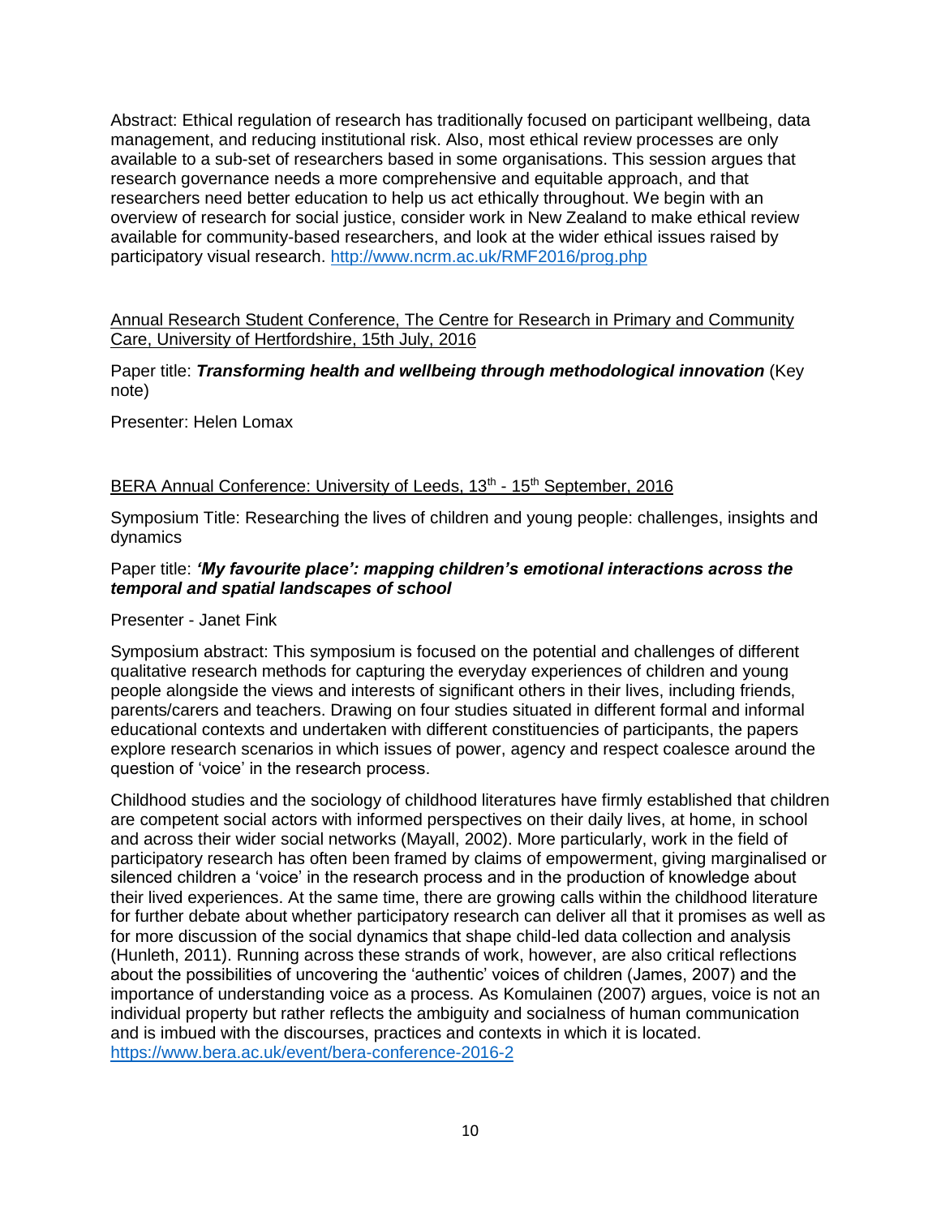Abstract: Ethical regulation of research has traditionally focused on participant wellbeing, data management, and reducing institutional risk. Also, most ethical review processes are only available to a sub-set of researchers based in some organisations. This session argues that research governance needs a more comprehensive and equitable approach, and that researchers need better education to help us act ethically throughout. We begin with an overview of research for social justice, consider work in New Zealand to make ethical review available for community-based researchers, and look at the wider ethical issues raised by participatory visual research. http://www.ncrm.ac.uk/RMF2016/prog.php

Annual Research Student Conference, The Centre for Research in Primary and Community Care, University of Hertfordshire, 15th July, 2016

Paper title: ***Transforming health and wellbeing through methodological innovation*** (Key note)

Presenter: Helen Lomax

BERA Annual Conference: University of Leeds, 13th - 15th September, 2016

Symposium Title: Researching the lives of children and young people: challenges, insights and dynamics

Paper title: ***'My favourite place': mapping children's emotional interactions across the temporal and spatial landscapes of school***

Presenter - Janet Fink

Symposium abstract: This symposium is focused on the potential and challenges of different qualitative research methods for capturing the everyday experiences of children and young people alongside the views and interests of significant others in their lives, including friends, parents/carers and teachers. Drawing on four studies situated in different formal and informal educational contexts and undertaken with different constituencies of participants, the papers explore research scenarios in which issues of power, agency and respect coalesce around the question of 'voice' in the research process.

Childhood studies and the sociology of childhood literatures have firmly established that children are competent social actors with informed perspectives on their daily lives, at home, in school and across their wider social networks (Mayall, 2002). More particularly, work in the field of participatory research has often been framed by claims of empowerment, giving marginalised or silenced children a 'voice' in the research process and in the production of knowledge about their lived experiences. At the same time, there are growing calls within the childhood literature for further debate about whether participatory research can deliver all that it promises as well as for more discussion of the social dynamics that shape child-led data collection and analysis (Hunleth, 2011). Running across these strands of work, however, are also critical reflections about the possibilities of uncovering the 'authentic' voices of children (James, 2007) and the importance of understanding voice as a process. As Komulainen (2007) argues, voice is not an individual property but rather reflects the ambiguity and socialness of human communication and is imbued with the discourses, practices and contexts in which it is located. https://www.bera.ac.uk/event/bera-conference-2016-2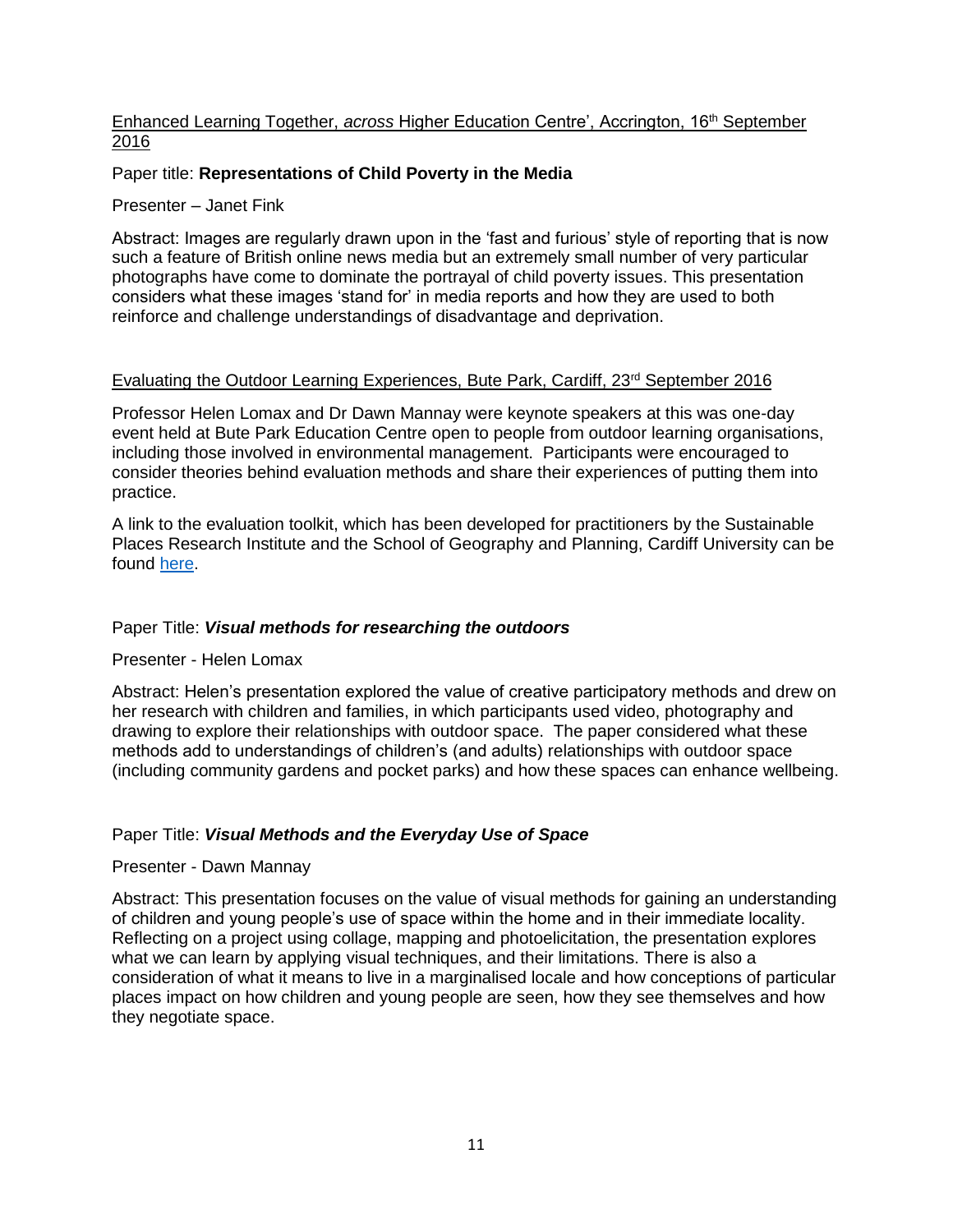Enhanced Learning Together, *across* Higher Education Centre', Accrington, 16th September 2016

Paper title: **Representations of Child Poverty in the Media**

Presenter – Janet Fink

Abstract: Images are regularly drawn upon in the 'fast and furious' style of reporting that is now such a feature of British online news media but an extremely small number of very particular photographs have come to dominate the portrayal of child poverty issues. This presentation considers what these images 'stand for' in media reports and how they are used to both reinforce and challenge understandings of disadvantage and deprivation.

Evaluating the Outdoor Learning Experiences, Bute Park, Cardiff, 23rd September 2016

Professor Helen Lomax and Dr Dawn Mannay were keynote speakers at this was one-day event held at Bute Park Education Centre open to people from outdoor learning organisations, including those involved in environmental management. Participants were encouraged to consider theories behind evaluation methods and share their experiences of putting them into practice.

A link to the evaluation toolkit, which has been developed for practitioners by the Sustainable Places Research Institute and the School of Geography and Planning, Cardiff University can be found here.

Paper Title: ***Visual methods for researching the outdoors***

Presenter - Helen Lomax

Abstract: Helen's presentation explored the value of creative participatory methods and drew on her research with children and families, in which participants used video, photography and drawing to explore their relationships with outdoor space. The paper considered what these methods add to understandings of children's (and adults) relationships with outdoor space (including community gardens and pocket parks) and how these spaces can enhance wellbeing.

Paper Title: ***Visual Methods and the Everyday Use of Space***

Presenter - Dawn Mannay

Abstract: This presentation focuses on the value of visual methods for gaining an understanding of children and young people's use of space within the home and in their immediate locality. Reflecting on a project using collage, mapping and photoelicitation, the presentation explores what we can learn by applying visual techniques, and their limitations. There is also a consideration of what it means to live in a marginalised locale and how conceptions of particular places impact on how children and young people are seen, how they see themselves and how they negotiate space.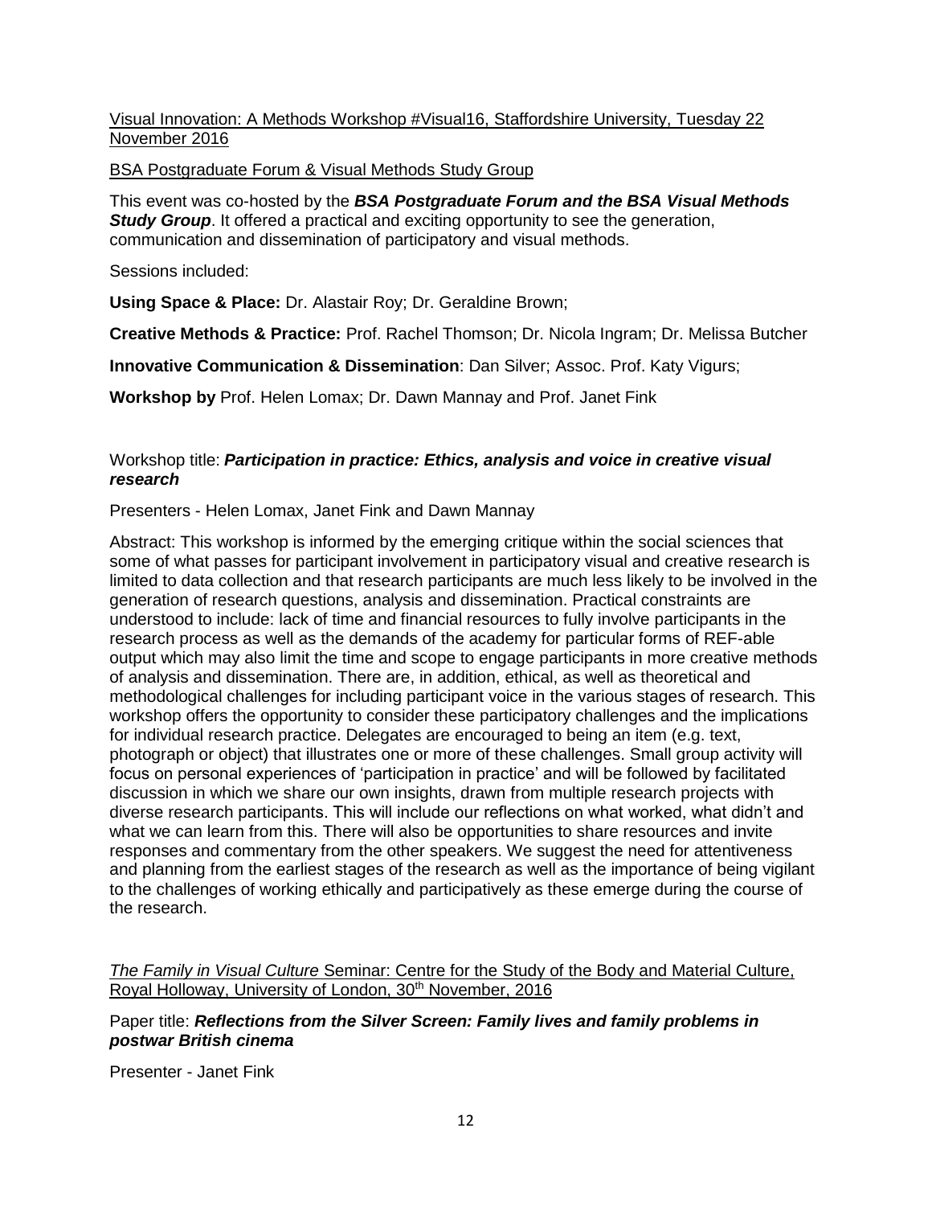Visual Innovation: A Methods Workshop #Visual16, Staffordshire University, Tuesday 22 November 2016

BSA Postgraduate Forum & Visual Methods Study Group

This event was co-hosted by the ***BSA Postgraduate Forum and the BSA Visual Methods Study Group***. It offered a practical and exciting opportunity to see the generation, communication and dissemination of participatory and visual methods.

Sessions included:

**Using Space & Place:** Dr. Alastair Roy; Dr. Geraldine Brown;

**Creative Methods & Practice:** Prof. Rachel Thomson; Dr. Nicola Ingram; Dr. Melissa Butcher

**Innovative Communication & Dissemination**: Dan Silver; Assoc. Prof. Katy Vigurs;

**Workshop by** Prof. Helen Lomax; Dr. Dawn Mannay and Prof. Janet Fink

Workshop title: ***Participation in practice: Ethics, analysis and voice in creative visual research***

Presenters - Helen Lomax, Janet Fink and Dawn Mannay

Abstract: This workshop is informed by the emerging critique within the social sciences that some of what passes for participant involvement in participatory visual and creative research is limited to data collection and that research participants are much less likely to be involved in the generation of research questions, analysis and dissemination. Practical constraints are understood to include: lack of time and financial resources to fully involve participants in the research process as well as the demands of the academy for particular forms of REF-able output which may also limit the time and scope to engage participants in more creative methods of analysis and dissemination. There are, in addition, ethical, as well as theoretical and methodological challenges for including participant voice in the various stages of research. This workshop offers the opportunity to consider these participatory challenges and the implications for individual research practice. Delegates are encouraged to being an item (e.g. text, photograph or object) that illustrates one or more of these challenges. Small group activity will focus on personal experiences of 'participation in practice' and will be followed by facilitated discussion in which we share our own insights, drawn from multiple research projects with diverse research participants. This will include our reflections on what worked, what didn't and what we can learn from this. There will also be opportunities to share resources and invite responses and commentary from the other speakers. We suggest the need for attentiveness and planning from the earliest stages of the research as well as the importance of being vigilant to the challenges of working ethically and participatively as these emerge during the course of the research.

*The Family in Visual Culture* Seminar: Centre for the Study of the Body and Material Culture, Royal Holloway, University of London, 30th November, 2016

Paper title: ***Reflections from the Silver Screen: Family lives and family problems in postwar British cinema***

Presenter - Janet Fink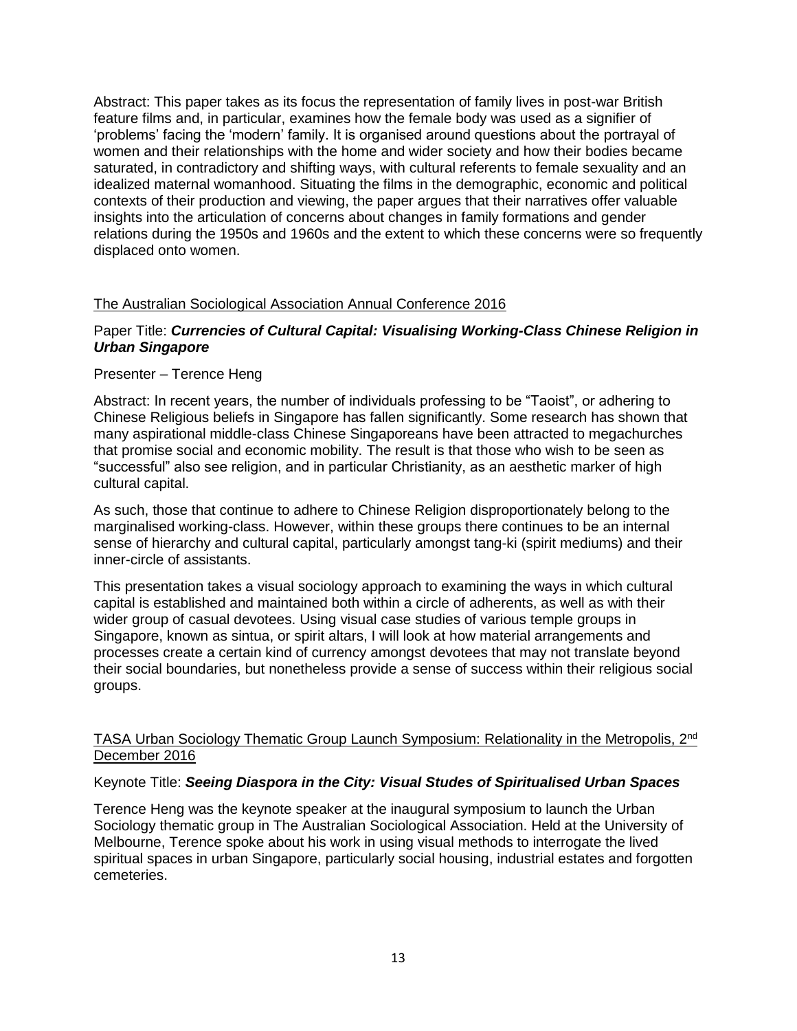Abstract: This paper takes as its focus the representation of family lives in post-war British feature films and, in particular, examines how the female body was used as a signifier of 'problems' facing the 'modern' family. It is organised around questions about the portrayal of women and their relationships with the home and wider society and how their bodies became saturated, in contradictory and shifting ways, with cultural referents to female sexuality and an idealized maternal womanhood. Situating the films in the demographic, economic and political contexts of their production and viewing, the paper argues that their narratives offer valuable insights into the articulation of concerns about changes in family formations and gender relations during the 1950s and 1960s and the extent to which these concerns were so frequently displaced onto women.

The Australian Sociological Association Annual Conference 2016

Paper Title: ***Currencies of Cultural Capital: Visualising Working-Class Chinese Religion in Urban Singapore***

Presenter – Terence Heng

Abstract: In recent years, the number of individuals professing to be "Taoist", or adhering to Chinese Religious beliefs in Singapore has fallen significantly. Some research has shown that many aspirational middle-class Chinese Singaporeans have been attracted to megachurches that promise social and economic mobility. The result is that those who wish to be seen as "successful" also see religion, and in particular Christianity, as an aesthetic marker of high cultural capital.

As such, those that continue to adhere to Chinese Religion disproportionately belong to the marginalised working-class. However, within these groups there continues to be an internal sense of hierarchy and cultural capital, particularly amongst tang-ki (spirit mediums) and their inner-circle of assistants.

This presentation takes a visual sociology approach to examining the ways in which cultural capital is established and maintained both within a circle of adherents, as well as with their wider group of casual devotees. Using visual case studies of various temple groups in Singapore, known as sintua, or spirit altars, I will look at how material arrangements and processes create a certain kind of currency amongst devotees that may not translate beyond their social boundaries, but nonetheless provide a sense of success within their religious social groups.

TASA Urban Sociology Thematic Group Launch Symposium: Relationality in the Metropolis, 2nd December 2016

Keynote Title: ***Seeing Diaspora in the City: Visual Studes of Spiritualised Urban Spaces***

Terence Heng was the keynote speaker at the inaugural symposium to launch the Urban Sociology thematic group in The Australian Sociological Association. Held at the University of Melbourne, Terence spoke about his work in using visual methods to interrogate the lived spiritual spaces in urban Singapore, particularly social housing, industrial estates and forgotten cemeteries.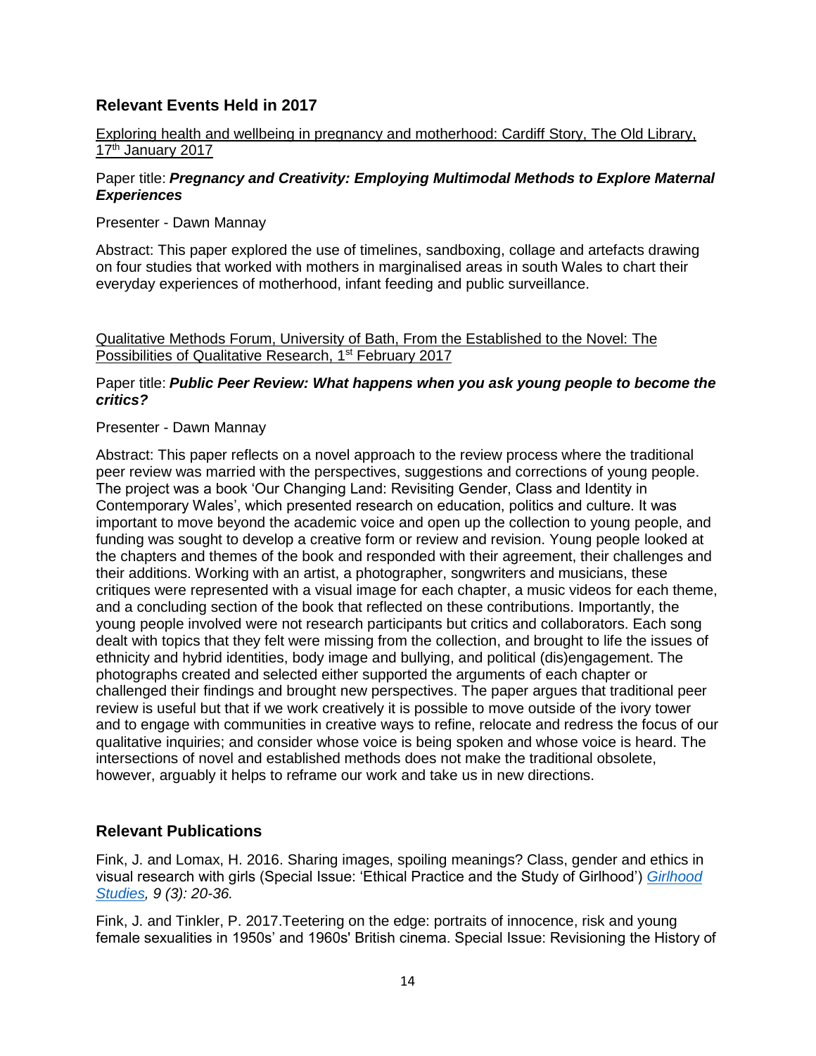## Relevant Events Held in 2017

<u>Exploring health and wellbeing in pregnancy and motherhood: Cardiff Story, The Old Library, 17th January 2017</u>

Paper title: ***Pregnancy and Creativity: Employing Multimodal Methods to Explore Maternal Experiences***

Presenter - Dawn Mannay

Abstract: This paper explored the use of timelines, sandboxing, collage and artefacts drawing on four studies that worked with mothers in marginalised areas in south Wales to chart their everyday experiences of motherhood, infant feeding and public surveillance.

<u>Qualitative Methods Forum, University of Bath, From the Established to the Novel: The Possibilities of Qualitative Research, 1st February 2017</u>

Paper title: ***Public Peer Review: What happens when you ask young people to become the critics?***

Presenter - Dawn Mannay

Abstract: This paper reflects on a novel approach to the review process where the traditional peer review was married with the perspectives, suggestions and corrections of young people. The project was a book 'Our Changing Land: Revisiting Gender, Class and Identity in Contemporary Wales', which presented research on education, politics and culture. It was important to move beyond the academic voice and open up the collection to young people, and funding was sought to develop a creative form or review and revision. Young people looked at the chapters and themes of the book and responded with their agreement, their challenges and their additions. Working with an artist, a photographer, songwriters and musicians, these critiques were represented with a visual image for each chapter, a music videos for each theme, and a concluding section of the book that reflected on these contributions. Importantly, the young people involved were not research participants but critics and collaborators. Each song dealt with topics that they felt were missing from the collection, and brought to life the issues of ethnicity and hybrid identities, body image and bullying, and political (dis)engagement. The photographs created and selected either supported the arguments of each chapter or challenged their findings and brought new perspectives. The paper argues that traditional peer review is useful but that if we work creatively it is possible to move outside of the ivory tower and to engage with communities in creative ways to refine, relocate and redress the focus of our qualitative inquiries; and consider whose voice is being spoken and whose voice is heard. The intersections of novel and established methods does not make the traditional obsolete, however, arguably it helps to reframe our work and take us in new directions.

## Relevant Publications

Fink, J. and Lomax, H. 2016. Sharing images, spoiling meanings? Class, gender and ethics in visual research with girls (Special Issue: 'Ethical Practice and the Study of Girlhood') *Girlhood Studies, 9 (3): 20-36.*

Fink, J. and Tinkler, P. 2017.Teetering on the edge: portraits of innocence, risk and young female sexualities in 1950s' and 1960s' British cinema. Special Issue: Revisioning the History of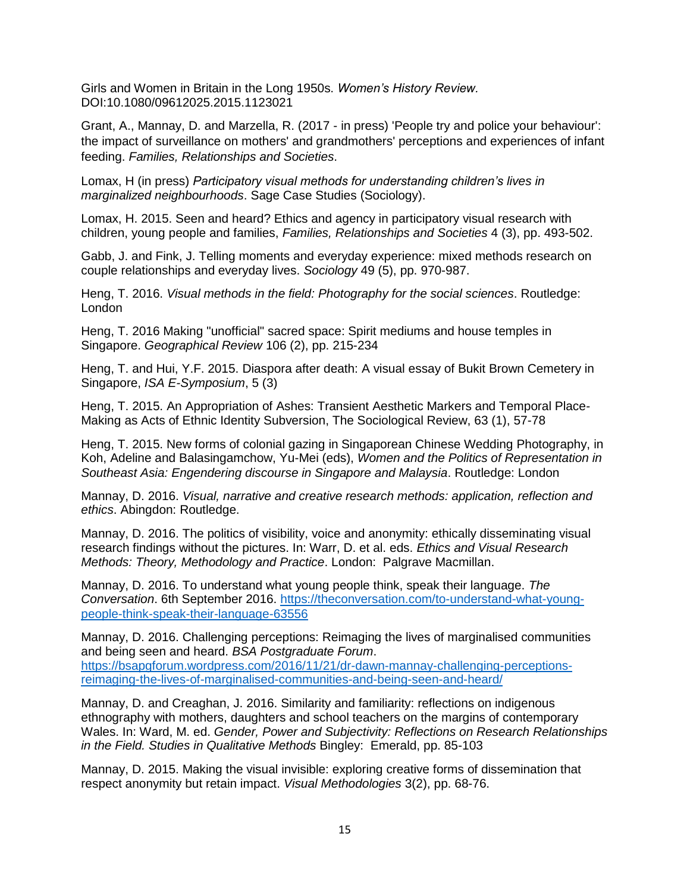Girls and Women in Britain in the Long 1950s. *Women's History Review.* DOI:10.1080/09612025.2015.1123021

Grant, A., Mannay, D. and Marzella, R. (2017 - in press) 'People try and police your behaviour': the impact of surveillance on mothers' and grandmothers' perceptions and experiences of infant feeding. *Families, Relationships and Societies*.

Lomax, H (in press) *Participatory visual methods for understanding children's lives in marginalized neighbourhoods*. Sage Case Studies (Sociology).

Lomax, H. 2015. Seen and heard? Ethics and agency in participatory visual research with children, young people and families, *Families, Relationships and Societies* 4 (3), pp. 493-502.

Gabb, J. and Fink, J. Telling moments and everyday experience: mixed methods research on couple relationships and everyday lives. *Sociology* 49 (5), pp. 970-987.

Heng, T. 2016. *Visual methods in the field: Photography for the social sciences*. Routledge: London

Heng, T. 2016 Making "unofficial" sacred space: Spirit mediums and house temples in Singapore. *Geographical Review* 106 (2), pp. 215-234

Heng, T. and Hui, Y.F. 2015. Diaspora after death: A visual essay of Bukit Brown Cemetery in Singapore, *ISA E-Symposium*, 5 (3)

Heng, T. 2015. An Appropriation of Ashes: Transient Aesthetic Markers and Temporal Place-Making as Acts of Ethnic Identity Subversion, The Sociological Review, 63 (1), 57-78

Heng, T. 2015. New forms of colonial gazing in Singaporean Chinese Wedding Photography, in Koh, Adeline and Balasingamchow, Yu-Mei (eds), *Women and the Politics of Representation in Southeast Asia: Engendering discourse in Singapore and Malaysia*. Routledge: London

Mannay, D. 2016. *Visual, narrative and creative research methods: application, reflection and ethics*. Abingdon: Routledge.

Mannay, D. 2016. The politics of visibility, voice and anonymity: ethically disseminating visual research findings without the pictures. In: Warr, D. et al. eds. *Ethics and Visual Research Methods: Theory, Methodology and Practice*. London: Palgrave Macmillan.

Mannay, D. 2016. To understand what young people think, speak their language. *The Conversation*. 6th September 2016. https://theconversation.com/to-understand-what-young-people-think-speak-their-language-63556

Mannay, D. 2016. Challenging perceptions: Reimaging the lives of marginalised communities and being seen and heard. *BSA Postgraduate Forum*. https://bsapgforum.wordpress.com/2016/11/21/dr-dawn-mannay-challenging-perceptions-reimaging-the-lives-of-marginalised-communities-and-being-seen-and-heard/

Mannay, D. and Creaghan, J. 2016. Similarity and familiarity: reflections on indigenous ethnography with mothers, daughters and school teachers on the margins of contemporary Wales. In: Ward, M. ed. *Gender, Power and Subjectivity: Reflections on Research Relationships in the Field. Studies in Qualitative Methods* Bingley: Emerald, pp. 85-103

Mannay, D. 2015. Making the visual invisible: exploring creative forms of dissemination that respect anonymity but retain impact. *Visual Methodologies* 3(2), pp. 68-76.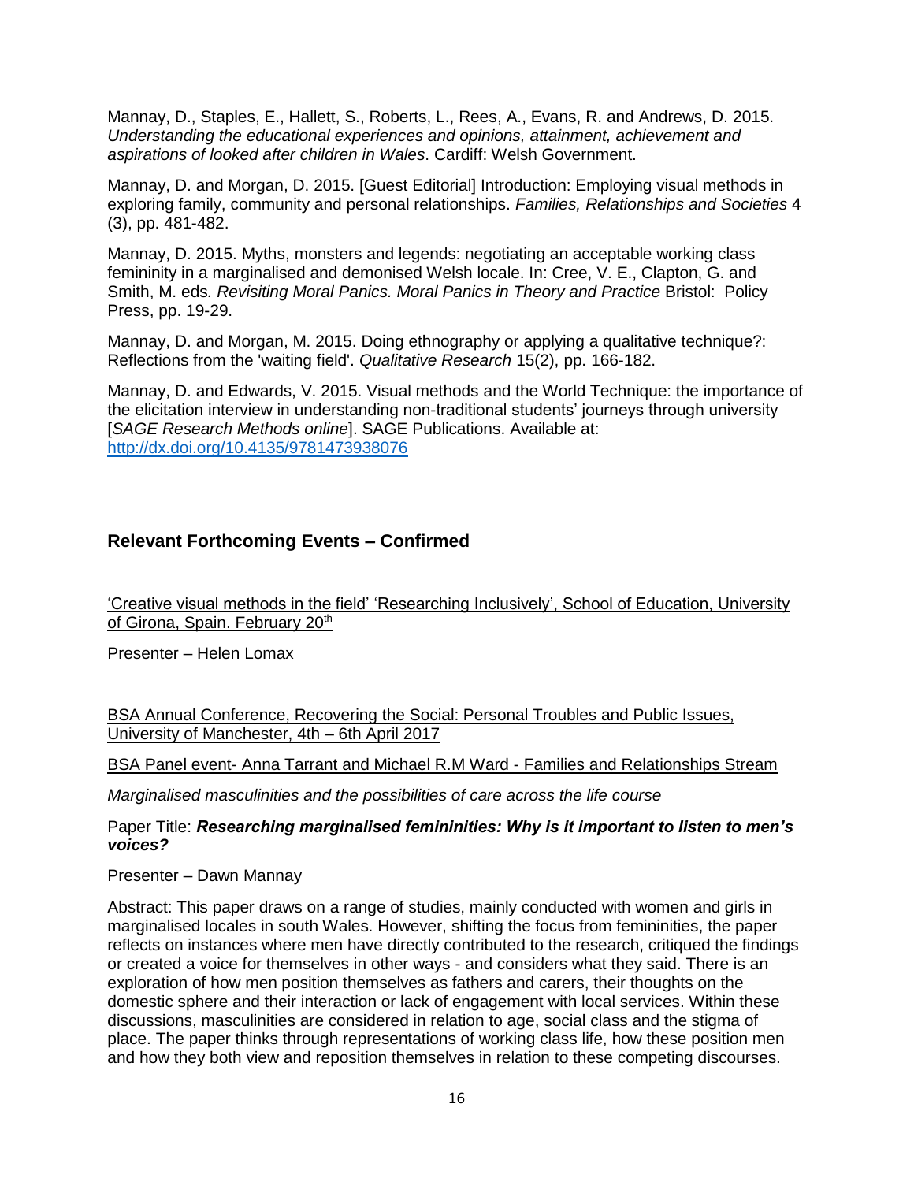Mannay, D., Staples, E., Hallett, S., Roberts, L., Rees, A., Evans, R. and Andrews, D. 2015. *Understanding the educational experiences and opinions, attainment, achievement and aspirations of looked after children in Wales*. Cardiff: Welsh Government.

Mannay, D. and Morgan, D. 2015. [Guest Editorial] Introduction: Employing visual methods in exploring family, community and personal relationships. *Families, Relationships and Societies* 4 (3), pp. 481-482.

Mannay, D. 2015. Myths, monsters and legends: negotiating an acceptable working class femininity in a marginalised and demonised Welsh locale. In: Cree, V. E., Clapton, G. and Smith, M. eds*. Revisiting Moral Panics. Moral Panics in Theory and Practice* Bristol: Policy Press, pp. 19-29.

Mannay, D. and Morgan, M. 2015. Doing ethnography or applying a qualitative technique?: Reflections from the 'waiting field'. *Qualitative Research* 15(2), pp. 166-182.

Mannay, D. and Edwards, V. 2015. Visual methods and the World Technique: the importance of the elicitation interview in understanding non-traditional students' journeys through university [*SAGE Research Methods online*]. SAGE Publications. Available at: http://dx.doi.org/10.4135/9781473938076

## Relevant Forthcoming Events – Confirmed

'Creative visual methods in the field' 'Researching Inclusively', School of Education, University of Girona, Spain. February 20th

Presenter – Helen Lomax

BSA Annual Conference, Recovering the Social: Personal Troubles and Public Issues, University of Manchester, 4th – 6th April 2017

BSA Panel event- Anna Tarrant and Michael R.M Ward - Families and Relationships Stream

*Marginalised masculinities and the possibilities of care across the life course*

Paper Title: ***Researching marginalised femininities: Why is it important to listen to men's voices?***

Presenter – Dawn Mannay

Abstract: This paper draws on a range of studies, mainly conducted with women and girls in marginalised locales in south Wales. However, shifting the focus from femininities, the paper reflects on instances where men have directly contributed to the research, critiqued the findings or created a voice for themselves in other ways - and considers what they said. There is an exploration of how men position themselves as fathers and carers, their thoughts on the domestic sphere and their interaction or lack of engagement with local services. Within these discussions, masculinities are considered in relation to age, social class and the stigma of place. The paper thinks through representations of working class life, how these position men and how they both view and reposition themselves in relation to these competing discourses.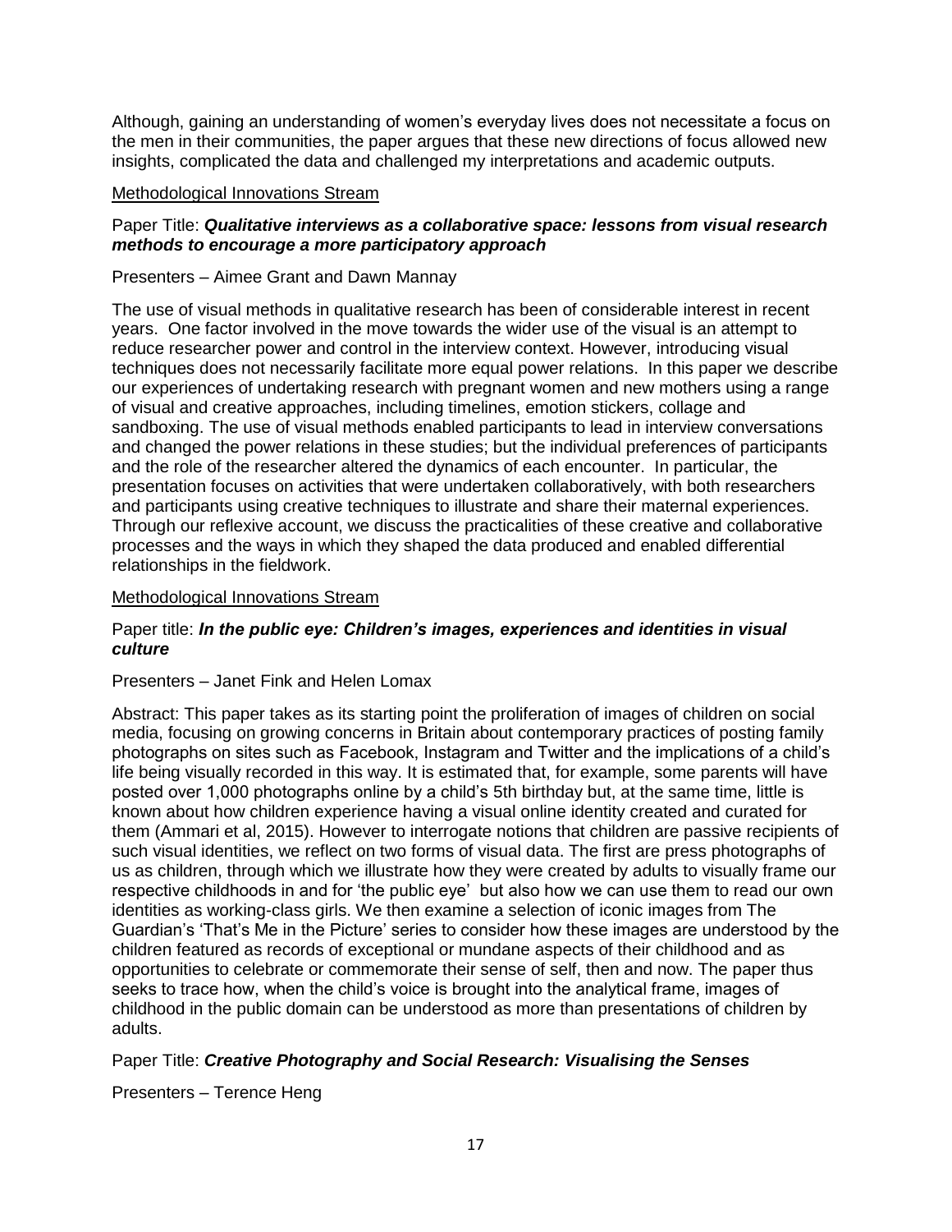Although, gaining an understanding of women's everyday lives does not necessitate a focus on the men in their communities, the paper argues that these new directions of focus allowed new insights, complicated the data and challenged my interpretations and academic outputs.

<u>Methodological Innovations Stream</u>

Paper Title: ***Qualitative interviews as a collaborative space: lessons from visual research methods to encourage a more participatory approach***

Presenters – Aimee Grant and Dawn Mannay

The use of visual methods in qualitative research has been of considerable interest in recent years. One factor involved in the move towards the wider use of the visual is an attempt to reduce researcher power and control in the interview context. However, introducing visual techniques does not necessarily facilitate more equal power relations. In this paper we describe our experiences of undertaking research with pregnant women and new mothers using a range of visual and creative approaches, including timelines, emotion stickers, collage and sandboxing. The use of visual methods enabled participants to lead in interview conversations and changed the power relations in these studies; but the individual preferences of participants and the role of the researcher altered the dynamics of each encounter. In particular, the presentation focuses on activities that were undertaken collaboratively, with both researchers and participants using creative techniques to illustrate and share their maternal experiences. Through our reflexive account, we discuss the practicalities of these creative and collaborative processes and the ways in which they shaped the data produced and enabled differential relationships in the fieldwork.

<u>Methodological Innovations Stream</u>

Paper title: ***In the public eye: Children's images, experiences and identities in visual culture***

Presenters – Janet Fink and Helen Lomax

Abstract: This paper takes as its starting point the proliferation of images of children on social media, focusing on growing concerns in Britain about contemporary practices of posting family photographs on sites such as Facebook, Instagram and Twitter and the implications of a child's life being visually recorded in this way. It is estimated that, for example, some parents will have posted over 1,000 photographs online by a child's 5th birthday but, at the same time, little is known about how children experience having a visual online identity created and curated for them (Ammari et al, 2015). However to interrogate notions that children are passive recipients of such visual identities, we reflect on two forms of visual data. The first are press photographs of us as children, through which we illustrate how they were created by adults to visually frame our respective childhoods in and for 'the public eye' but also how we can use them to read our own identities as working-class girls. We then examine a selection of iconic images from The Guardian's 'That's Me in the Picture' series to consider how these images are understood by the children featured as records of exceptional or mundane aspects of their childhood and as opportunities to celebrate or commemorate their sense of self, then and now. The paper thus seeks to trace how, when the child's voice is brought into the analytical frame, images of childhood in the public domain can be understood as more than presentations of children by adults.

Paper Title: ***Creative Photography and Social Research: Visualising the Senses***

Presenters – Terence Heng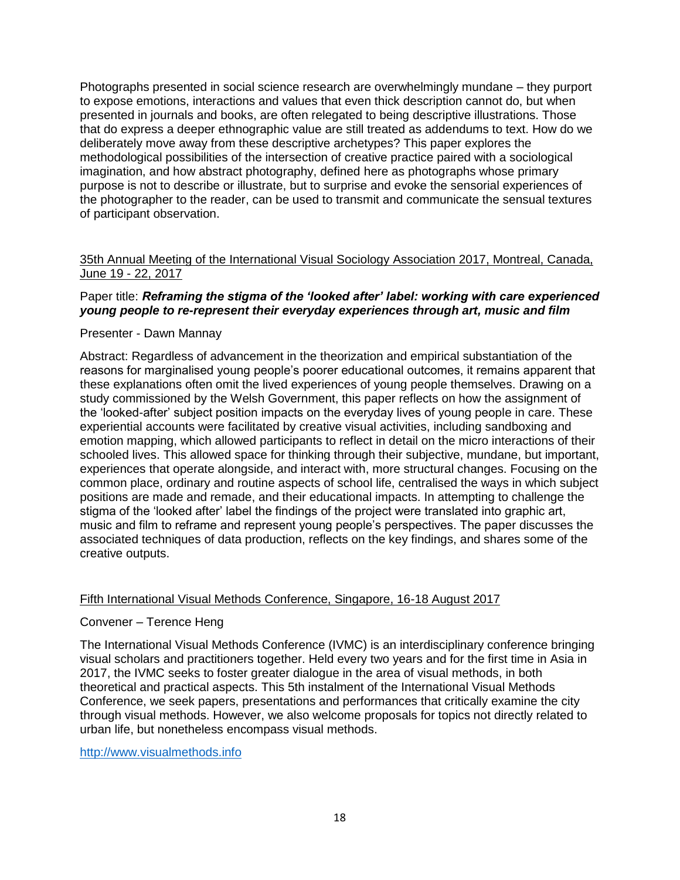Photographs presented in social science research are overwhelmingly mundane – they purport to expose emotions, interactions and values that even thick description cannot do, but when presented in journals and books, are often relegated to being descriptive illustrations. Those that do express a deeper ethnographic value are still treated as addendums to text. How do we deliberately move away from these descriptive archetypes? This paper explores the methodological possibilities of the intersection of creative practice paired with a sociological imagination, and how abstract photography, defined here as photographs whose primary purpose is not to describe or illustrate, but to surprise and evoke the sensorial experiences of the photographer to the reader, can be used to transmit and communicate the sensual textures of participant observation.

35th Annual Meeting of the International Visual Sociology Association 2017, Montreal, Canada, June 19 - 22, 2017

Paper title: ***Reframing the stigma of the 'looked after' label: working with care experienced young people to re-represent their everyday experiences through art, music and film***

Presenter - Dawn Mannay

Abstract: Regardless of advancement in the theorization and empirical substantiation of the reasons for marginalised young people's poorer educational outcomes, it remains apparent that these explanations often omit the lived experiences of young people themselves. Drawing on a study commissioned by the Welsh Government, this paper reflects on how the assignment of the 'looked-after' subject position impacts on the everyday lives of young people in care. These experiential accounts were facilitated by creative visual activities, including sandboxing and emotion mapping, which allowed participants to reflect in detail on the micro interactions of their schooled lives. This allowed space for thinking through their subjective, mundane, but important, experiences that operate alongside, and interact with, more structural changes. Focusing on the common place, ordinary and routine aspects of school life, centralised the ways in which subject positions are made and remade, and their educational impacts. In attempting to challenge the stigma of the 'looked after' label the findings of the project were translated into graphic art, music and film to reframe and represent young people's perspectives. The paper discusses the associated techniques of data production, reflects on the key findings, and shares some of the creative outputs.

Fifth International Visual Methods Conference, Singapore, 16-18 August 2017

Convener – Terence Heng

The International Visual Methods Conference (IVMC) is an interdisciplinary conference bringing visual scholars and practitioners together. Held every two years and for the first time in Asia in 2017, the IVMC seeks to foster greater dialogue in the area of visual methods, in both theoretical and practical aspects. This 5th instalment of the International Visual Methods Conference, we seek papers, presentations and performances that critically examine the city through visual methods. However, we also welcome proposals for topics not directly related to urban life, but nonetheless encompass visual methods.

http://www.visualmethods.info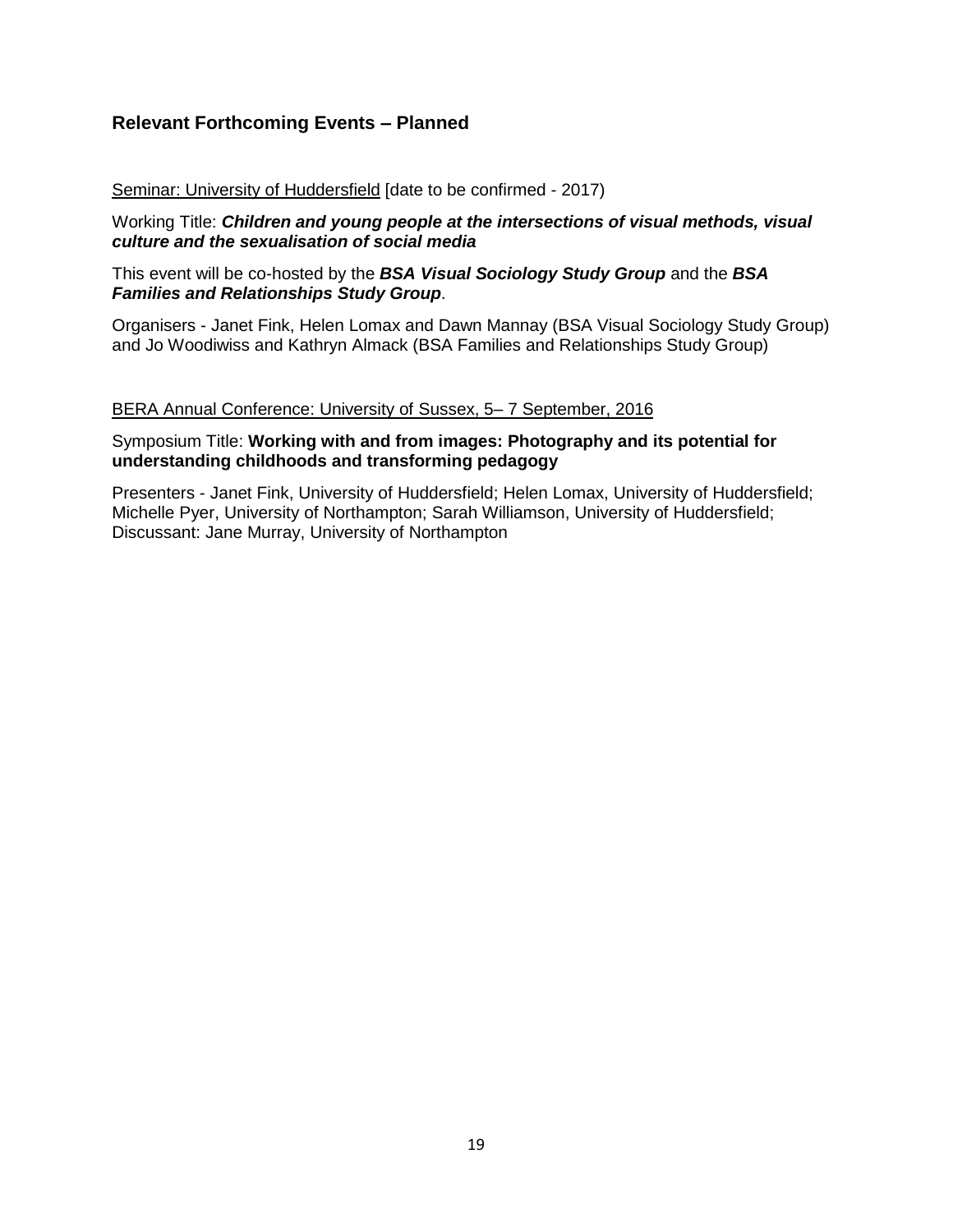## Relevant Forthcoming Events – Planned

Seminar: University of Huddersfield [date to be confirmed - 2017)

Working Title: ***Children and young people at the intersections of visual methods, visual culture and the sexualisation of social media***

This event will be co-hosted by the ***BSA Visual Sociology Study Group*** and the ***BSA Families and Relationships Study Group***.

Organisers - Janet Fink, Helen Lomax and Dawn Mannay (BSA Visual Sociology Study Group) and Jo Woodiwiss and Kathryn Almack (BSA Families and Relationships Study Group)

BERA Annual Conference: University of Sussex, 5– 7 September, 2016

Symposium Title: **Working with and from images: Photography and its potential for understanding childhoods and transforming pedagogy**

Presenters - Janet Fink, University of Huddersfield; Helen Lomax, University of Huddersfield; Michelle Pyer, University of Northampton; Sarah Williamson, University of Huddersfield; Discussant: Jane Murray, University of Northampton